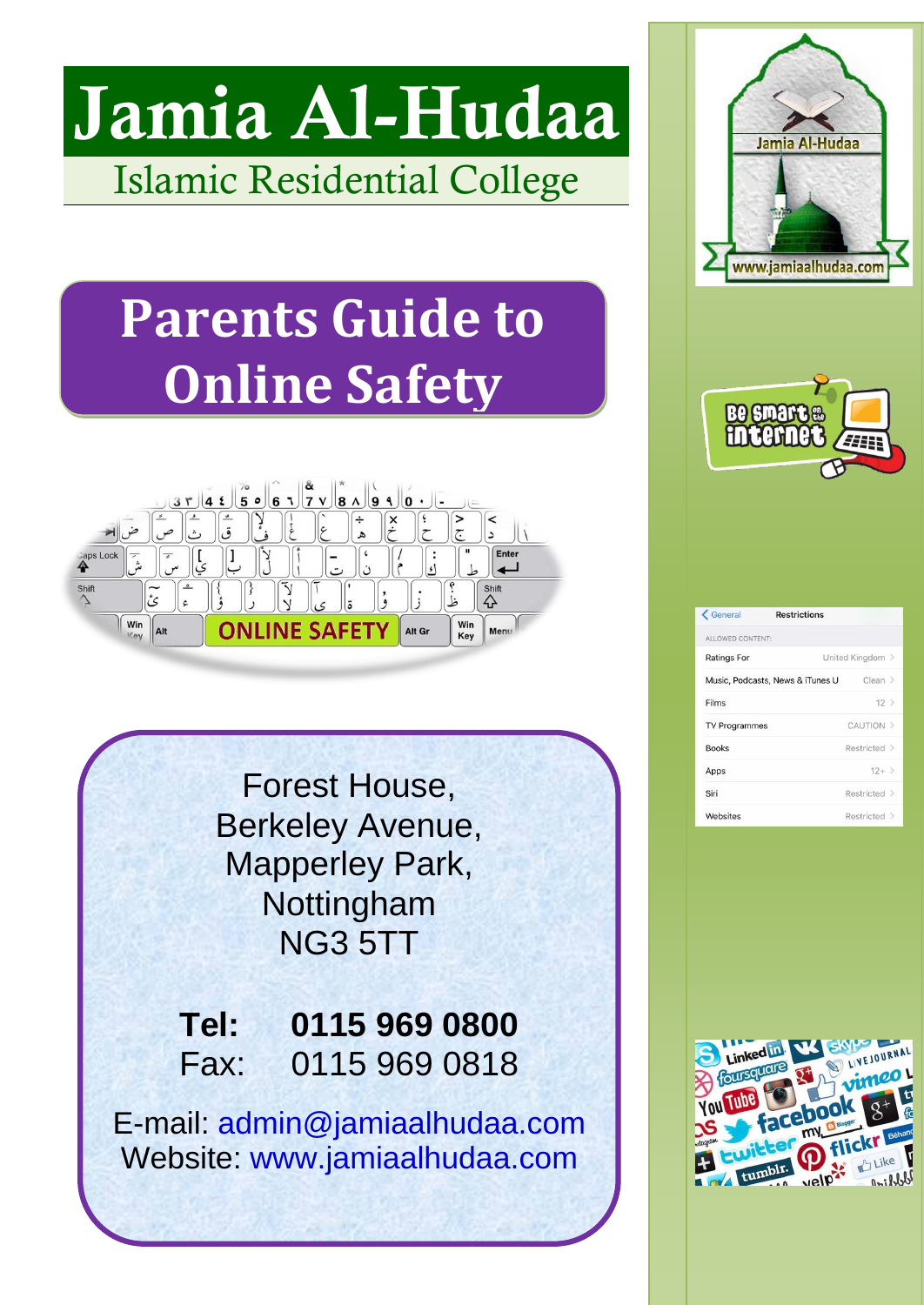# Jamia Al-Hudaa

Islamic Residential College

# Parents Guide to Online Safety

Forest House,
Berkeley Avenue,
Mapperley Park,
Nottingham
NG3 5TT

**Tel: 0115 969 0800**
Fax: 0115 969 0818

E-mail: admin@jamiaalhudaa.com
Website: www.jamiaalhudaa.com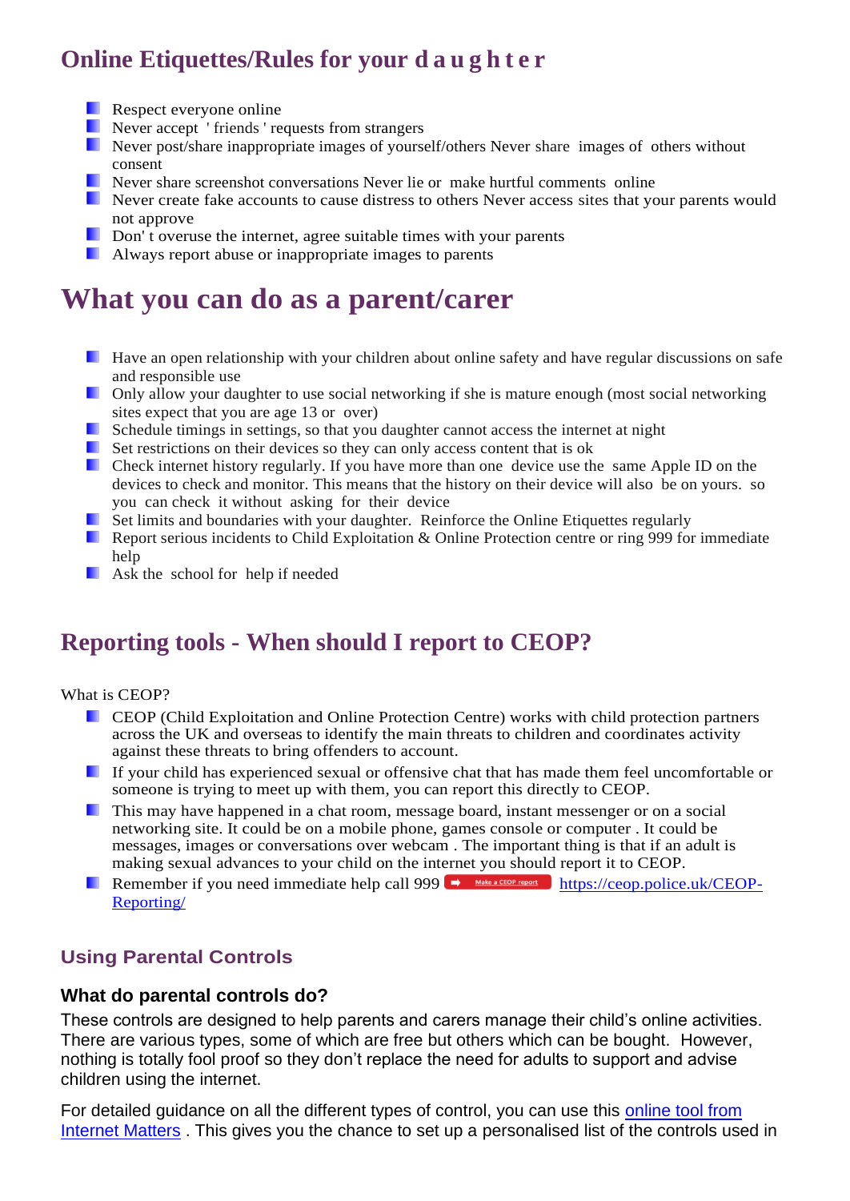## Online Etiquettes/Rules for your daughter

- Respect everyone online
- Never accept ' friends ' requests from strangers
- Never post/share inappropriate images of yourself/others Never share images of others without consent
- Never share screenshot conversations Never lie or make hurtful comments online
- Never create fake accounts to cause distress to others Never access sites that your parents would not approve
- Don' t overuse the internet, agree suitable times with your parents
- Always report abuse or inappropriate images to parents

# What you can do as a parent/carer

- Have an open relationship with your children about online safety and have regular discussions on safe and responsible use
- Only allow your daughter to use social networking if she is mature enough (most social networking sites expect that you are age 13 or over)
- Schedule timings in settings, so that you daughter cannot access the internet at night
- Set restrictions on their devices so they can only access content that is ok
- Check internet history regularly. If you have more than one device use the same Apple ID on the devices to check and monitor. This means that the history on their device will also be on yours. so you can check it without asking for their device
- Set limits and boundaries with your daughter. Reinforce the Online Etiquettes regularly
- Report serious incidents to Child Exploitation & Online Protection centre or ring 999 for immediate help
- Ask the school for help if needed

## Reporting tools - When should I report to CEOP?

What is CEOP?

- CEOP (Child Exploitation and Online Protection Centre) works with child protection partners across the UK and overseas to identify the main threats to children and coordinates activity against these threats to bring offenders to account.
- If your child has experienced sexual or offensive chat that has made them feel uncomfortable or someone is trying to meet up with them, you can report this directly to CEOP.
- This may have happened in a chat room, message board, instant messenger or on a social networking site. It could be on a mobile phone, games console or computer . It could be messages, images or conversations over webcam . The important thing is that if an adult is making sexual advances to your child on the internet you should report it to CEOP.
- Remember if you need immediate help call 999 Make a CEOP report https://ceop.police.uk/CEOP-Reporting/

### Using Parental Controls

#### What do parental controls do?

These controls are designed to help parents and carers manage their child's online activities. There are various types, some of which are free but others which can be bought. However, nothing is totally fool proof so they don't replace the need for adults to support and advise children using the internet.

For detailed guidance on all the different types of control, you can use this online tool from Internet Matters . This gives you the chance to set up a personalised list of the controls used in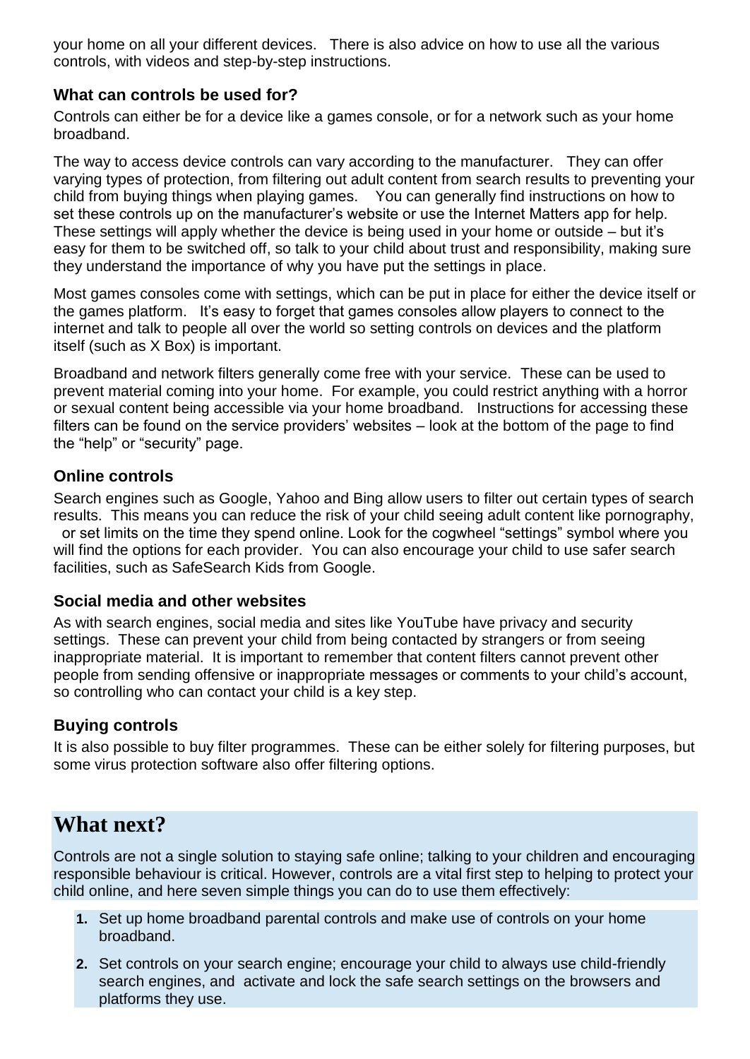your home on all your different devices. There is also advice on how to use all the various controls, with videos and step-by-step instructions.

### What can controls be used for?

Controls can either be for a device like a games console, or for a network such as your home broadband.

The way to access device controls can vary according to the manufacturer. They can offer varying types of protection, from filtering out adult content from search results to preventing your child from buying things when playing games. You can generally find instructions on how to set these controls up on the manufacturer's website or use the Internet Matters app for help. These settings will apply whether the device is being used in your home or outside – but it's easy for them to be switched off, so talk to your child about trust and responsibility, making sure they understand the importance of why you have put the settings in place.

Most games consoles come with settings, which can be put in place for either the device itself or the games platform. It's easy to forget that games consoles allow players to connect to the internet and talk to people all over the world so setting controls on devices and the platform itself (such as X Box) is important.

Broadband and network filters generally come free with your service. These can be used to prevent material coming into your home. For example, you could restrict anything with a horror or sexual content being accessible via your home broadband. Instructions for accessing these filters can be found on the service providers' websites – look at the bottom of the page to find the "help" or "security" page.

### Online controls

Search engines such as Google, Yahoo and Bing allow users to filter out certain types of search results. This means you can reduce the risk of your child seeing adult content like pornography, or set limits on the time they spend online. Look for the cogwheel "settings" symbol where you will find the options for each provider. You can also encourage your child to use safer search facilities, such as SafeSearch Kids from Google.

### Social media and other websites

As with search engines, social media and sites like YouTube have privacy and security settings. These can prevent your child from being contacted by strangers or from seeing inappropriate material. It is important to remember that content filters cannot prevent other people from sending offensive or inappropriate messages or comments to your child's account, so controlling who can contact your child is a key step.

### Buying controls

It is also possible to buy filter programmes. These can be either solely for filtering purposes, but some virus protection software also offer filtering options.

## What next?

Controls are not a single solution to staying safe online; talking to your children and encouraging responsible behaviour is critical. However, controls are a vital first step to helping to protect your child online, and here seven simple things you can do to use them effectively:

1. Set up home broadband parental controls and make use of controls on your home broadband.
2. Set controls on your search engine; encourage your child to always use child-friendly search engines, and activate and lock the safe search settings on the browsers and platforms they use.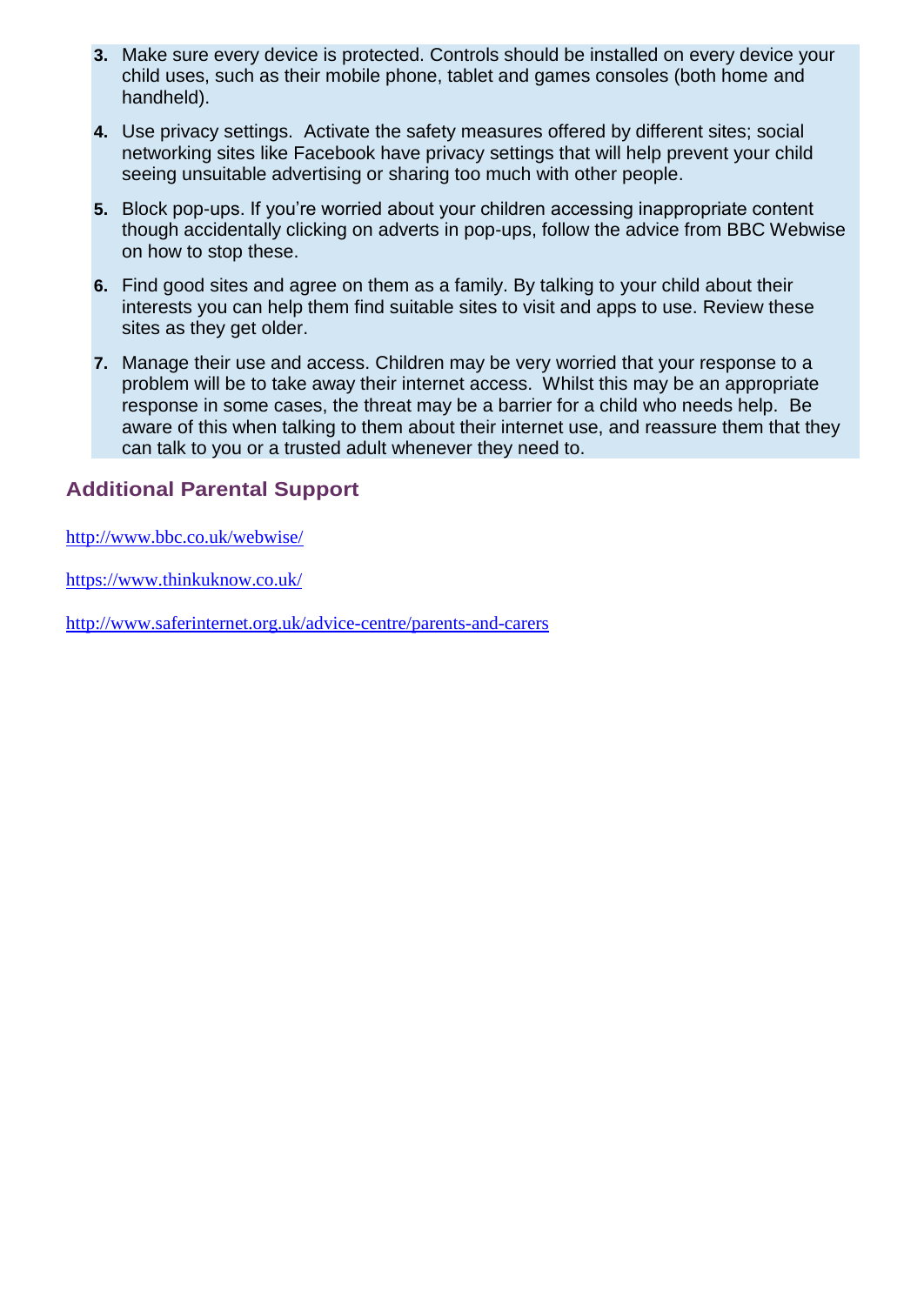3. Make sure every device is protected. Controls should be installed on every device your child uses, such as their mobile phone, tablet and games consoles (both home and handheld).
4. Use privacy settings. Activate the safety measures offered by different sites; social networking sites like Facebook have privacy settings that will help prevent your child seeing unsuitable advertising or sharing too much with other people.
5. Block pop-ups. If you're worried about your children accessing inappropriate content though accidentally clicking on adverts in pop-ups, follow the advice from BBC Webwise on how to stop these.
6. Find good sites and agree on them as a family. By talking to your child about their interests you can help them find suitable sites to visit and apps to use. Review these sites as they get older.
7. Manage their use and access. Children may be very worried that your response to a problem will be to take away their internet access. Whilst this may be an appropriate response in some cases, the threat may be a barrier for a child who needs help. Be aware of this when talking to them about their internet use, and reassure them that they can talk to you or a trusted adult whenever they need to.

## Additional Parental Support

http://www.bbc.co.uk/webwise/

https://www.thinkuknow.co.uk/

http://www.saferinternet.org.uk/advice-centre/parents-and-carers